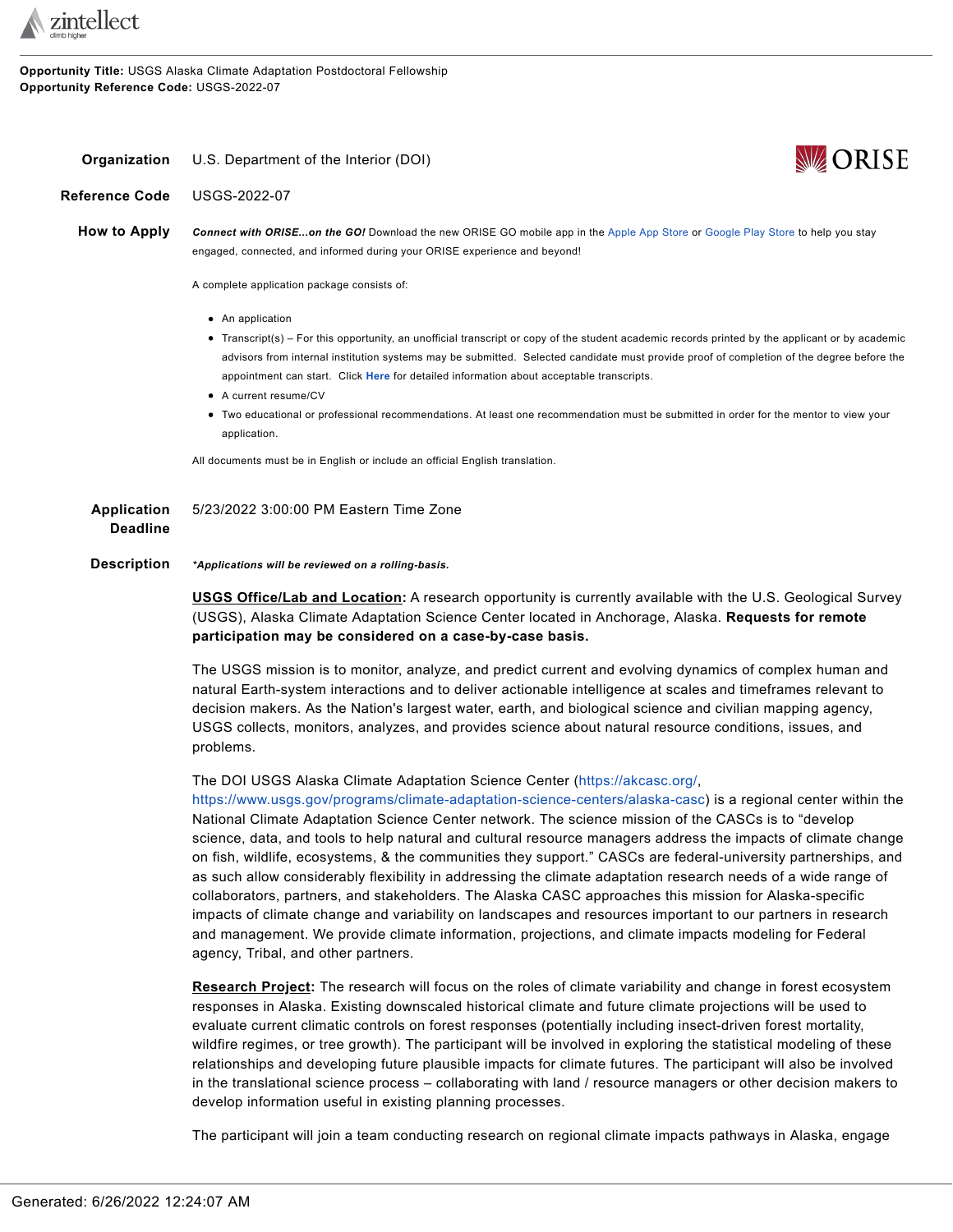**Opportunity Title:** USGS Alaska Climate Adaptation Postdoctoral Fellowship
**Opportunity Reference Code:** USGS-2022-07

**Organization** U.S. Department of the Interior (DOI)

**Reference Code** USGS-2022-07

**How to Apply** ***Connect with ORISE...on the GO!*** Download the new ORISE GO mobile app in the Apple App Store or Google Play Store to help you stay engaged, connected, and informed during your ORISE experience and beyond!

A complete application package consists of:

- An application
- Transcript(s) – For this opportunity, an unofficial transcript or copy of the student academic records printed by the applicant or by academic advisors from internal institution systems may be submitted. Selected candidate must provide proof of completion of the degree before the appointment can start. Click **Here** for detailed information about acceptable transcripts.
- A current resume/CV
- Two educational or professional recommendations. At least one recommendation must be submitted in order for the mentor to view your application.

All documents must be in English or include an official English translation.

**Application Deadline** 5/23/2022 3:00:00 PM Eastern Time Zone

**Description** ***Applications will be reviewed on a rolling-basis.***

**USGS Office/Lab and Location:** A research opportunity is currently available with the U.S. Geological Survey (USGS), Alaska Climate Adaptation Science Center located in Anchorage, Alaska. **Requests for remote participation may be considered on a case-by-case basis.**

The USGS mission is to monitor, analyze, and predict current and evolving dynamics of complex human and natural Earth-system interactions and to deliver actionable intelligence at scales and timeframes relevant to decision makers. As the Nation's largest water, earth, and biological science and civilian mapping agency, USGS collects, monitors, analyzes, and provides science about natural resource conditions, issues, and problems.

The DOI USGS Alaska Climate Adaptation Science Center (https://akcasc.org/, https://www.usgs.gov/programs/climate-adaptation-science-centers/alaska-casc) is a regional center within the National Climate Adaptation Science Center network. The science mission of the CASCs is to "develop science, data, and tools to help natural and cultural resource managers address the impacts of climate change on fish, wildlife, ecosystems, & the communities they support." CASCs are federal-university partnerships, and as such allow considerably flexibility in addressing the climate adaptation research needs of a wide range of collaborators, partners, and stakeholders. The Alaska CASC approaches this mission for Alaska-specific impacts of climate change and variability on landscapes and resources important to our partners in research and management. We provide climate information, projections, and climate impacts modeling for Federal agency, Tribal, and other partners.

**Research Project:** The research will focus on the roles of climate variability and change in forest ecosystem responses in Alaska. Existing downscaled historical climate and future climate projections will be used to evaluate current climatic controls on forest responses (potentially including insect-driven forest mortality, wildfire regimes, or tree growth). The participant will be involved in exploring the statistical modeling of these relationships and developing future plausible impacts for climate futures. The participant will also be involved in the translational science process – collaborating with land / resource managers or other decision makers to develop information useful in existing planning processes.

The participant will join a team conducting research on regional climate impacts pathways in Alaska, engage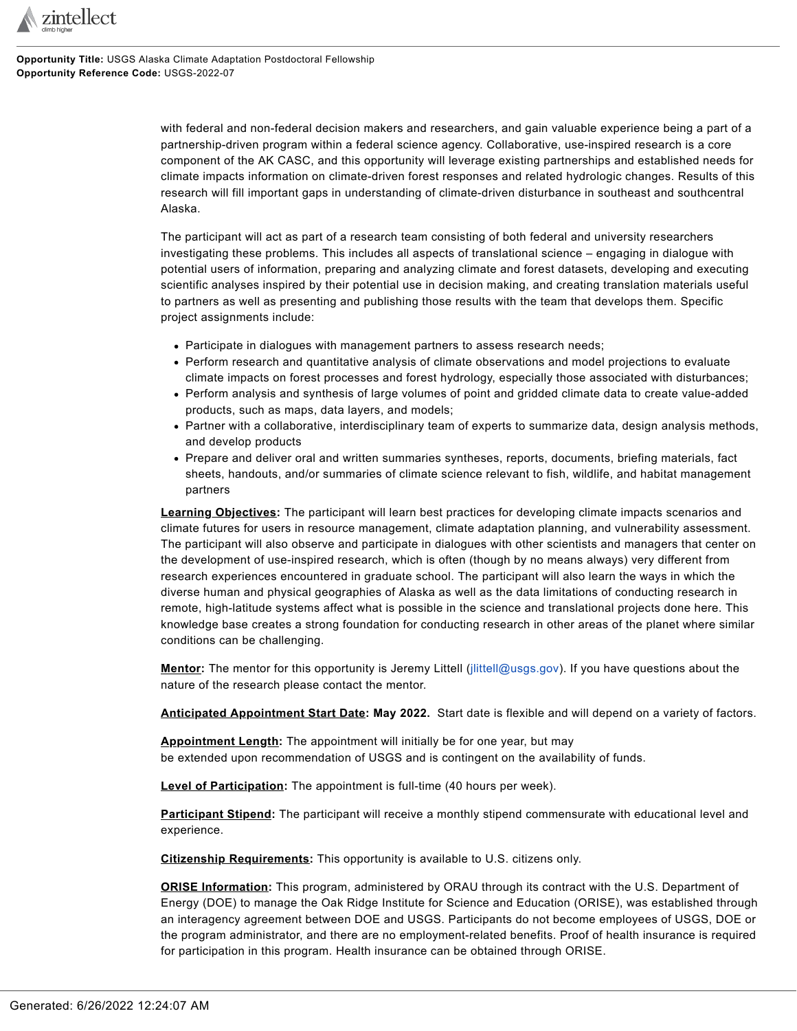with federal and non-federal decision makers and researchers, and gain valuable experience being a part of a partnership-driven program within a federal science agency. Collaborative, use-inspired research is a core component of the AK CASC, and this opportunity will leverage existing partnerships and established needs for climate impacts information on climate-driven forest responses and related hydrologic changes. Results of this research will fill important gaps in understanding of climate-driven disturbance in southeast and southcentral Alaska.

The participant will act as part of a research team consisting of both federal and university researchers investigating these problems. This includes all aspects of translational science – engaging in dialogue with potential users of information, preparing and analyzing climate and forest datasets, developing and executing scientific analyses inspired by their potential use in decision making, and creating translation materials useful to partners as well as presenting and publishing those results with the team that develops them. Specific project assignments include:

- Participate in dialogues with management partners to assess research needs;
- Perform research and quantitative analysis of climate observations and model projections to evaluate climate impacts on forest processes and forest hydrology, especially those associated with disturbances;
- Perform analysis and synthesis of large volumes of point and gridded climate data to create value-added products, such as maps, data layers, and models;
- Partner with a collaborative, interdisciplinary team of experts to summarize data, design analysis methods, and develop products
- Prepare and deliver oral and written summaries syntheses, reports, documents, briefing materials, fact sheets, handouts, and/or summaries of climate science relevant to fish, wildlife, and habitat management partners

**Learning Objectives:** The participant will learn best practices for developing climate impacts scenarios and climate futures for users in resource management, climate adaptation planning, and vulnerability assessment. The participant will also observe and participate in dialogues with other scientists and managers that center on the development of use-inspired research, which is often (though by no means always) very different from research experiences encountered in graduate school. The participant will also learn the ways in which the diverse human and physical geographies of Alaska as well as the data limitations of conducting research in remote, high-latitude systems affect what is possible in the science and translational projects done here. This knowledge base creates a strong foundation for conducting research in other areas of the planet where similar conditions can be challenging.

**Mentor:** The mentor for this opportunity is Jeremy Littell (jlittell@usgs.gov). If you have questions about the nature of the research please contact the mentor.

**Anticipated Appointment Start Date: May 2022.** Start date is flexible and will depend on a variety of factors.

**Appointment Length:** The appointment will initially be for one year, but may be extended upon recommendation of USGS and is contingent on the availability of funds.

**Level of Participation:** The appointment is full-time (40 hours per week).

**Participant Stipend:** The participant will receive a monthly stipend commensurate with educational level and experience.

**Citizenship Requirements:** This opportunity is available to U.S. citizens only.

**ORISE Information:** This program, administered by ORAU through its contract with the U.S. Department of Energy (DOE) to manage the Oak Ridge Institute for Science and Education (ORISE), was established through an interagency agreement between DOE and USGS. Participants do not become employees of USGS, DOE or the program administrator, and there are no employment-related benefits. Proof of health insurance is required for participation in this program. Health insurance can be obtained through ORISE.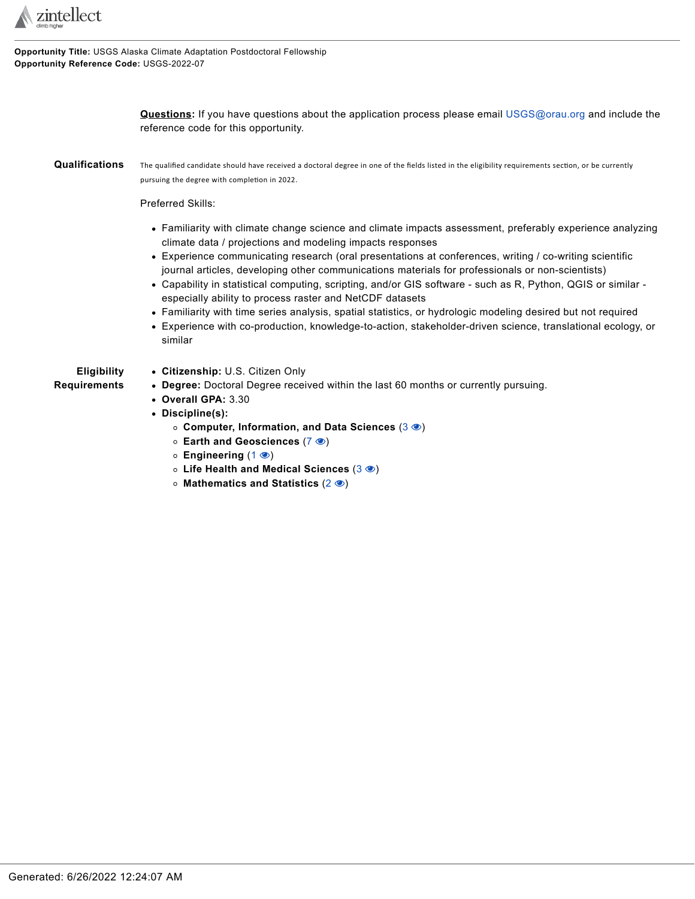**Opportunity Title:** USGS Alaska Climate Adaptation Postdoctoral Fellowship
**Opportunity Reference Code:** USGS-2022-07

**Questions:** If you have questions about the application process please email USGS@orau.org and include the reference code for this opportunity.

**Qualifications**

The qualified candidate should have received a doctoral degree in one of the fields listed in the eligibility requirements section, or be currently pursuing the degree with completion in 2022.

Preferred Skills:

- Familiarity with climate change science and climate impacts assessment, preferably experience analyzing climate data / projections and modeling impacts responses
- Experience communicating research (oral presentations at conferences, writing / co-writing scientific journal articles, developing other communications materials for professionals or non-scientists)
- Capability in statistical computing, scripting, and/or GIS software - such as R, Python, QGIS or similar - especially ability to process raster and NetCDF datasets
- Familiarity with time series analysis, spatial statistics, or hydrologic modeling desired but not required
- Experience with co-production, knowledge-to-action, stakeholder-driven science, translational ecology, or similar

**Eligibility Requirements**

- **Citizenship:** U.S. Citizen Only
- **Degree:** Doctoral Degree received within the last 60 months or currently pursuing.
- **Overall GPA:** 3.30
- **Discipline(s):**
  - **Computer, Information, and Data Sciences** (3)
  - **Earth and Geosciences** (7)
  - **Engineering** (1)
  - **Life Health and Medical Sciences** (3)
  - **Mathematics and Statistics** (2)